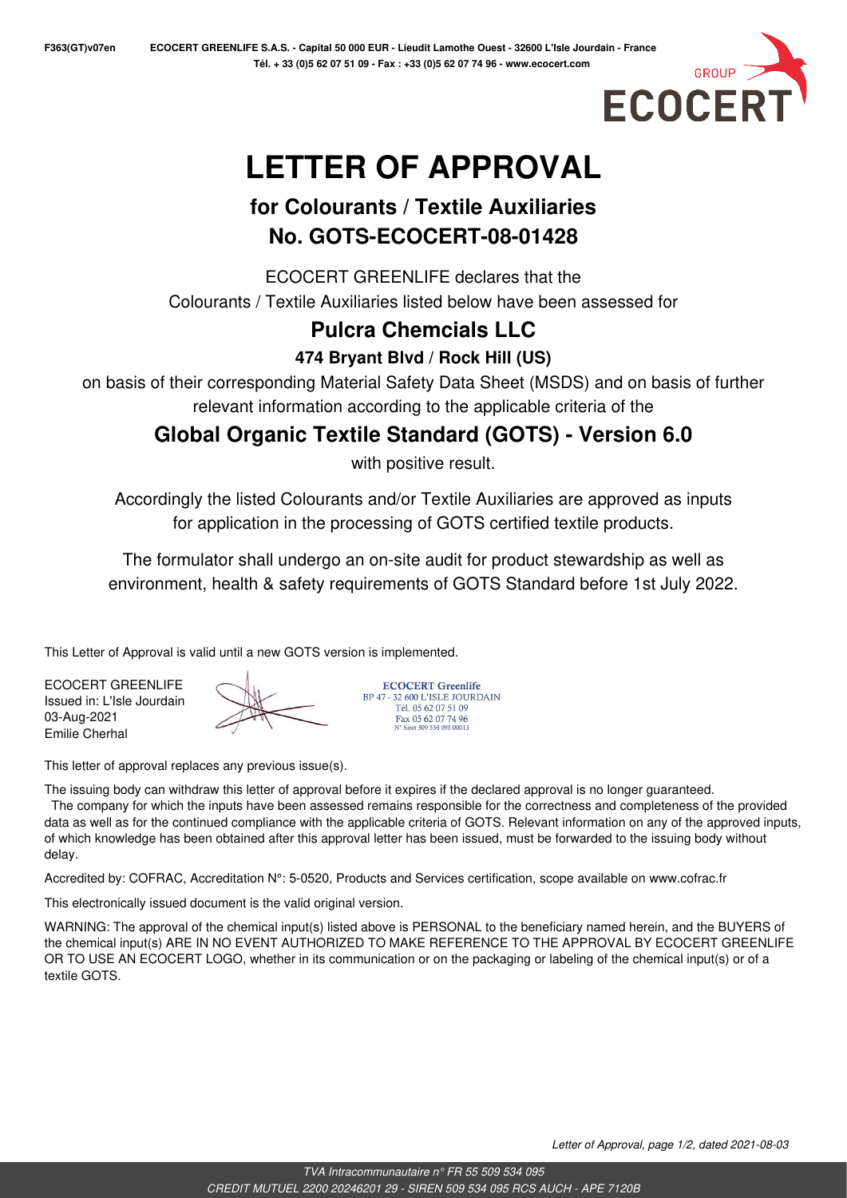# LETTER OF APPROVAL

## for Colourants / Textile Auxiliaries

## No. GOTS-ECOCERT-08-01428

ECOCERT GREENLIFE declares that the

Colourants / Textile Auxiliaries listed below have been assessed for

### Pulcra Chemcials LLC

**474 Bryant Blvd / Rock Hill (US)**

on basis of their corresponding Material Safety Data Sheet (MSDS) and on basis of further relevant information according to the applicable criteria of the

### Global Organic Textile Standard (GOTS) - Version 6.0

with positive result.

Accordingly the listed Colourants and/or Textile Auxiliaries are approved as inputs for application in the processing of GOTS certified textile products.

The formulator shall undergo an on-site audit for product stewardship as well as environment, health & safety requirements of GOTS Standard before 1st July 2022.

This Letter of Approval is valid until a new GOTS version is implemented.

ECOCERT GREENLIFE
Issued in: L'Isle Jourdain
03-Aug-2021
Emilie Cherhal

ECOCERT Greenlife
BP 47 - 32 600 L'ISLE JOURDAIN
Tél. 05 62 07 51 09
Fax 05 62 07 74 96
N° Siret 509 534 095 00013

This letter of approval replaces any previous issue(s).

The issuing body can withdraw this letter of approval before it expires if the declared approval is no longer guaranteed. The company for which the inputs have been assessed remains responsible for the correctness and completeness of the provided data as well as for the continued compliance with the applicable criteria of GOTS. Relevant information on any of the approved inputs, of which knowledge has been obtained after this approval letter has been issued, must be forwarded to the issuing body without delay.

Accredited by: COFRAC, Accreditation N°: 5-0520, Products and Services certification, scope available on www.cofrac.fr

This electronically issued document is the valid original version.

WARNING: The approval of the chemical input(s) listed above is PERSONAL to the beneficiary named herein, and the BUYERS of the chemical input(s) ARE IN NO EVENT AUTHORIZED TO MAKE REFERENCE TO THE APPROVAL BY ECOCERT GREENLIFE OR TO USE AN ECOCERT LOGO, whether in its communication or on the packaging or labeling of the chemical input(s) or of a textile GOTS.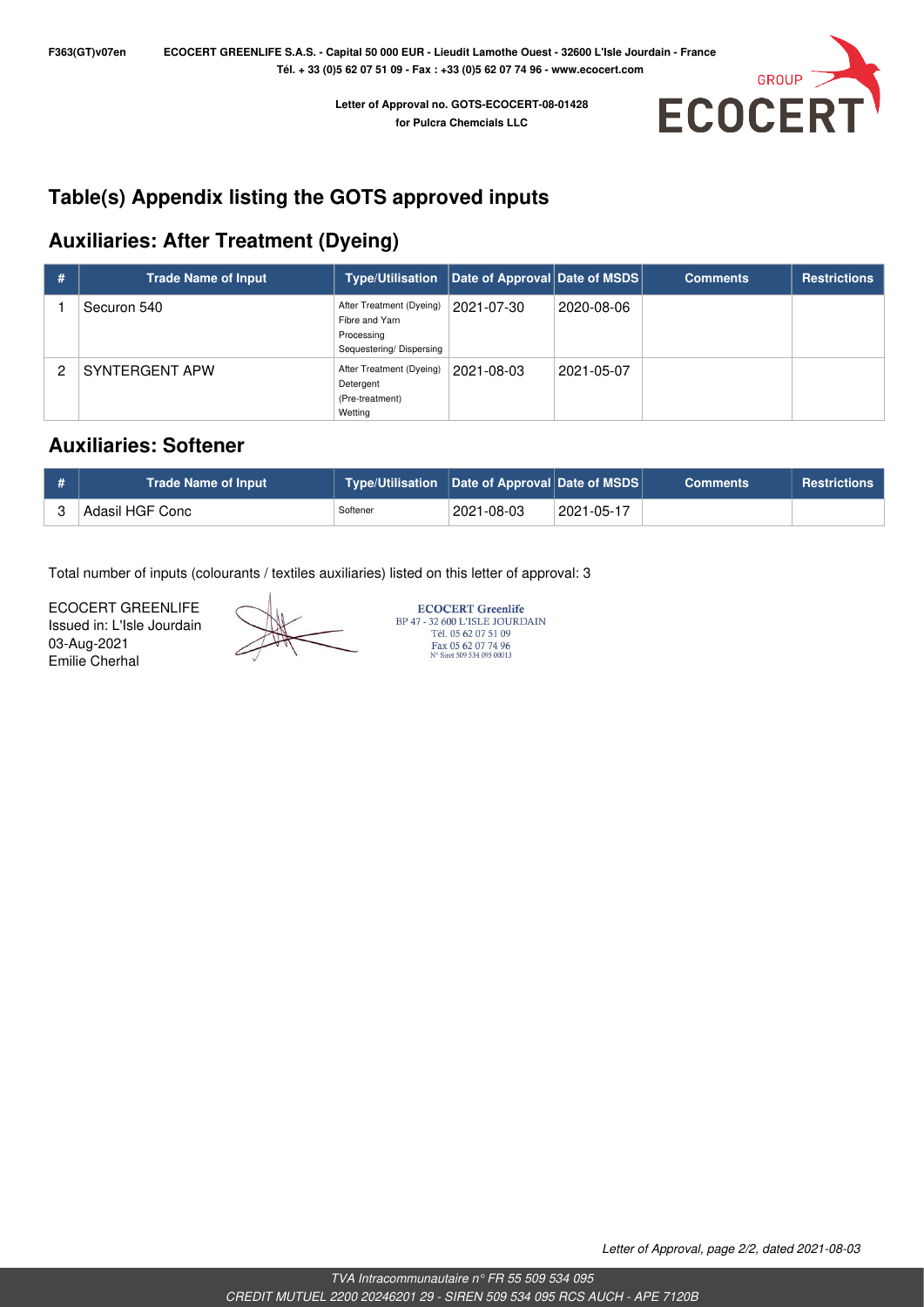## Table(s) Appendix listing the GOTS approved inputs

### Auxiliaries: After Treatment (Dyeing)

| # | Trade Name of Input | Type/Utilisation | Date of Approval | Date of MSDS | Comments | Restrictions |
|---|---|---|---|---|---|---|
| 1 | Securon 540 | After Treatment (Dyeing) Fibre and Yarn Processing Sequestering/ Dispersing | 2021-07-30 | 2020-08-06 | | |
| 2 | SYNTERGENT APW | After Treatment (Dyeing) Detergent (Pre-treatment) Wetting | 2021-08-03 | 2021-05-07 | | |

### Auxiliaries: Softener

| # | Trade Name of Input | Type/Utilisation | Date of Approval | Date of MSDS | Comments | Restrictions |
|---|---|---|---|---|---|---|
| 3 | Adasil HGF Conc | Softener | 2021-08-03 | 2021-05-17 | | |

Total number of inputs (colourants / textiles auxiliaries) listed on this letter of approval: 3

ECOCERT GREENLIFE
Issued in: L'Isle Jourdain
03-Aug-2021
Emilie Cherhal

ECOCERT Greenlife
BP 47 - 32 600 L'ISLE JOURDAIN
Tél. 05 62 07 51 09
Fax 05 62 07 74 96
N° Siret 509 534 095 00013

*Letter of Approval, page 2/2, dated 2021-08-03*

*TVA Intracommunautaire n° FR 55 509 534 095*
*CREDIT MUTUEL 2200 20246201 29 - SIREN 509 534 095 RCS AUCH - APE 7120B*